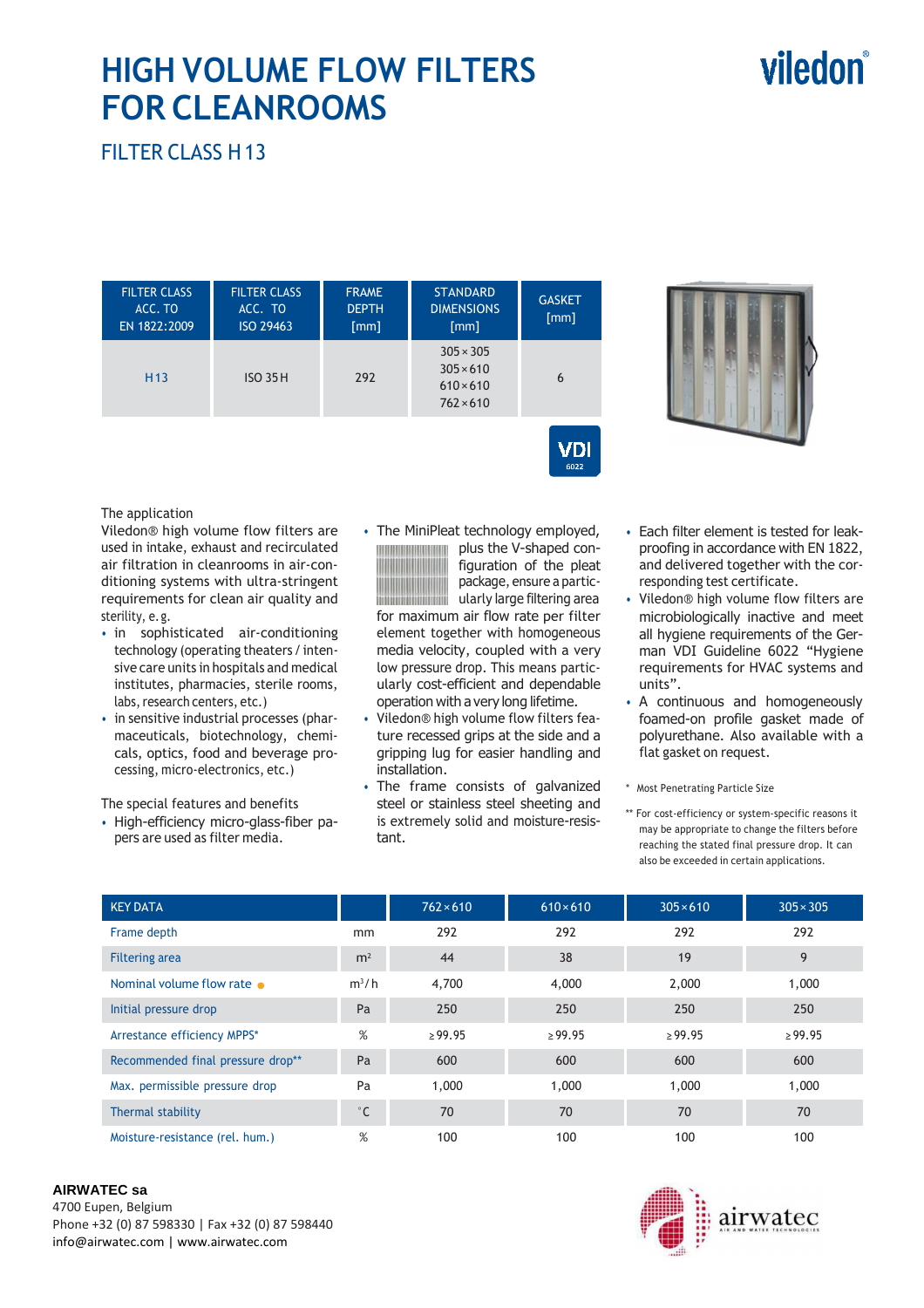# HIGH VOLUME FLOW FILTERS FOR CLEANROOMS

viledon®

## FILTER CLASS H 13

| FILTER CLASS ACC. TO EN 1822:2009 | FILTER CLASS ACC. TO ISO 29463 | FRAME DEPTH [mm] | STANDARD DIMENSIONS [mm] | GASKET [mm] |
|---|---|---|---|---|
| H13 | ISO 35 H | 292 | 305 × 305<br>305 × 610<br>610 × 610<br>762 × 610 | 6 |

VDI 6022

The application

Viledon® high volume flow filters are used in intake, exhaust and recirculated air filtration in cleanrooms in air-conditioning systems with ultra-stringent requirements for clean air quality and sterility, e.g.

- in sophisticated air-conditioning technology (operating theaters / intensive care units in hospitals and medical institutes, pharmacies, sterile rooms, labs, research centers, etc.)
- in sensitive industrial processes (pharmaceuticals, biotechnology, chemicals, optics, food and beverage processing, micro-electronics, etc.)

The special features and benefits

- High-efficiency micro-glass-fiber papers are used as filter media.
- The MiniPleat technology employed, plus the V-shaped configuration of the pleat package, ensure a particularly large filtering area for maximum air flow rate per filter element together with homogeneous media velocity, coupled with a very low pressure drop. This means particularly cost-efficient and dependable operation with a very long lifetime.
- Viledon® high volume flow filters feature recessed grips at the side and a gripping lug for easier handling and installation.
- The frame consists of galvanized steel or stainless steel sheeting and is extremely solid and moisture-resistant.
- Each filter element is tested for leak-proofing in accordance with EN 1822, and delivered together with the corresponding test certificate.
- Viledon® high volume flow filters are microbiologically inactive and meet all hygiene requirements of the German VDI Guideline 6022 “Hygiene requirements for HVAC systems and units”.
- A continuous and homogeneously foamed-on profile gasket made of polyurethane. Also available with a flat gasket on request.

\* Most Penetrating Particle Size

\*\* For cost-efficiency or system-specific reasons it may be appropriate to change the filters before reaching the stated final pressure drop. It can also be exceeded in certain applications.

| KEY DATA | | 762 × 610 | 610 × 610 | 305 × 610 | 305 × 305 |
|---|---|---|---|---|---|
| Frame depth | mm | 292 | 292 | 292 | 292 |
| Filtering area | m² | 44 | 38 | 19 | 9 |
| Nominal volume flow rate ● | m³/h | 4,700 | 4,000 | 2,000 | 1,000 |
| Initial pressure drop | Pa | 250 | 250 | 250 | 250 |
| Arrestance efficiency MPPS* | % | ≥ 99.95 | ≥ 99.95 | ≥ 99.95 | ≥ 99.95 |
| Recommended final pressure drop** | Pa | 600 | 600 | 600 | 600 |
| Max. permissible pressure drop | Pa | 1,000 | 1,000 | 1,000 | 1,000 |
| Thermal stability | °C | 70 | 70 | 70 | 70 |
| Moisture-resistance (rel. hum.) | % | 100 | 100 | 100 | 100 |

**AIRWATEC sa**
4700 Eupen, Belgium
Phone +32 (0) 87 598330 | Fax +32 (0) 87 598440
info@airwatec.com | www.airwatec.com

airwatec AIR AND WATER TECHNOLOGIES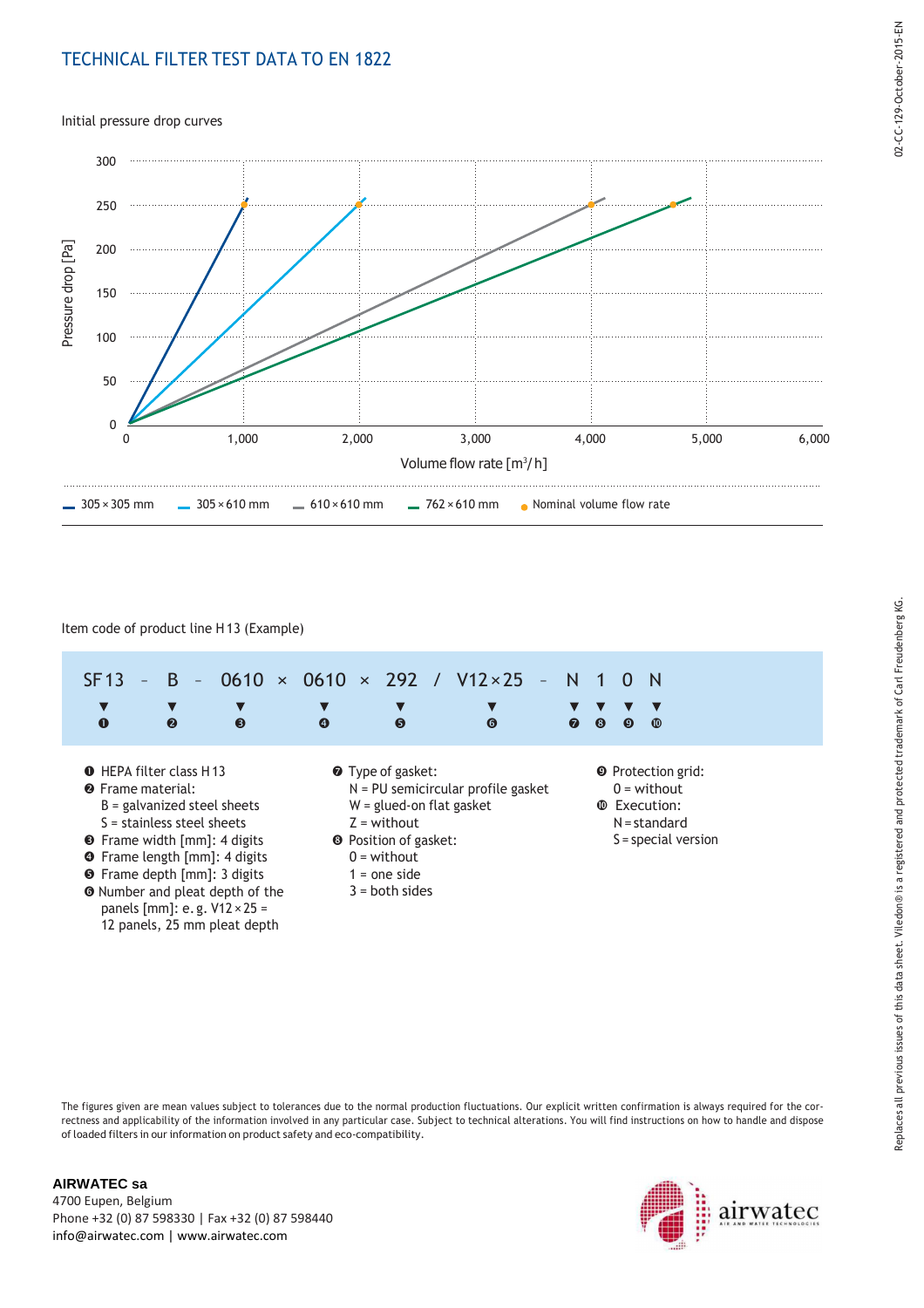## TECHNICAL FILTER TEST DATA TO EN 1822

Initial pressure drop curves

Pressure drop [Pa]

300
250
200
150
100
50
0

0
1,000
2,000
3,000
4,000
5,000
6,000

Volume flow rate [m³/h]

305 × 305 mm
305 × 610 mm
610 × 610 mm
762 × 610 mm
Nominal volume flow rate

Item code of product line H 13 (Example)

SF 13 – B – 0610 × 0610 × 292 / V12 × 25 – N 1 0 N

❶ ❷ ❸ ❹ ❺ ❻ ❼ ❽ ❾ ❿

❶ HEPA filter class H 13

❷ Frame material:
B = galvanized steel sheets
S = stainless steel sheets

❸ Frame width [mm]: 4 digits

❹ Frame length [mm]: 4 digits

❺ Frame depth [mm]: 3 digits

❻ Number and pleat depth of the panels [mm]: e. g. V12 × 25 = 12 panels, 25 mm pleat depth

❼ Type of gasket:
N = PU semicircular profile gasket
W = glued-on flat gasket
Z = without

❽ Position of gasket:
0 = without
1 = one side
3 = both sides

❾ Protection grid:
0 = without

❿ Execution:
N = standard
S = special version

The figures given are mean values subject to tolerances due to the normal production fluctuations. Our explicit written confirmation is always required for the correctness and applicability of the information involved in any particular case. Subject to technical alterations. You will find instructions on how to handle and dispose of loaded filters in our information on product safety and eco-compatibility.

**AIRWATEC sa**
4700 Eupen, Belgium
Phone +32 (0) 87 598330 | Fax +32 (0) 87 598440
info@airwatec.com | www.airwatec.com

airwatec AIR AND WATER TECHNOLOGIES

02-CC-129-October-2015-EN

Replaces all previous issues of this data sheet. Viledon® is a registered and protected trademark of Carl Freudenberg KG.